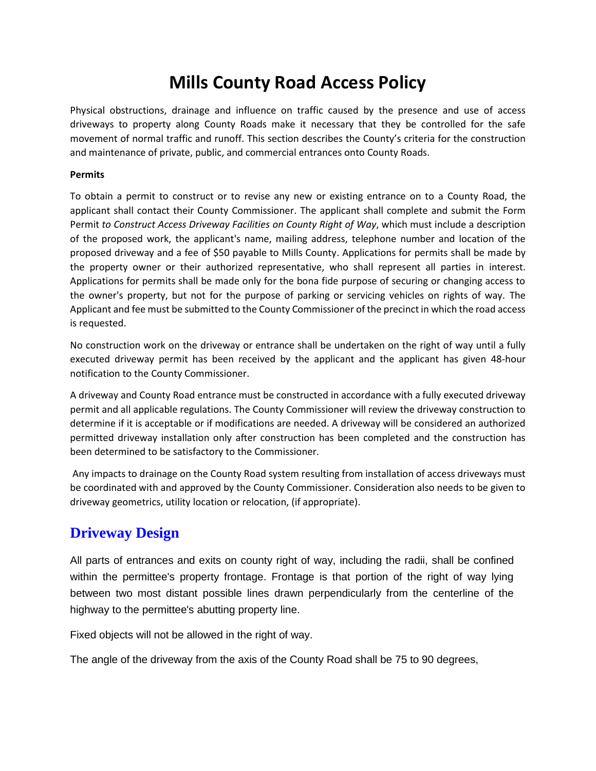# Mills County Road Access Policy

Physical obstructions, drainage and influence on traffic caused by the presence and use of access driveways to property along County Roads make it necessary that they be controlled for the safe movement of normal traffic and runoff. This section describes the County's criteria for the construction and maintenance of private, public, and commercial entrances onto County Roads.

**Permits**

To obtain a permit to construct or to revise any new or existing entrance on to a County Road, the applicant shall contact their County Commissioner. The applicant shall complete and submit the Form Permit *to Construct Access Driveway Facilities on County Right of Way*, which must include a description of the proposed work, the applicant's name, mailing address, telephone number and location of the proposed driveway and a fee of $50 payable to Mills County. Applications for permits shall be made by the property owner or their authorized representative, who shall represent all parties in interest. Applications for permits shall be made only for the bona fide purpose of securing or changing access to the owner's property, but not for the purpose of parking or servicing vehicles on rights of way. The Applicant and fee must be submitted to the County Commissioner of the precinct in which the road access is requested.

No construction work on the driveway or entrance shall be undertaken on the right of way until a fully executed driveway permit has been received by the applicant and the applicant has given 48-hour notification to the County Commissioner.

A driveway and County Road entrance must be constructed in accordance with a fully executed driveway permit and all applicable regulations. The County Commissioner will review the driveway construction to determine if it is acceptable or if modifications are needed. A driveway will be considered an authorized permitted driveway installation only after construction has been completed and the construction has been determined to be satisfactory to the Commissioner.

Any impacts to drainage on the County Road system resulting from installation of access driveways must be coordinated with and approved by the County Commissioner. Consideration also needs to be given to driveway geometrics, utility location or relocation, (if appropriate).

## Driveway Design

All parts of entrances and exits on county right of way, including the radii, shall be confined within the permittee's property frontage. Frontage is that portion of the right of way lying between two most distant possible lines drawn perpendicularly from the centerline of the highway to the permittee's abutting property line.

Fixed objects will not be allowed in the right of way.

The angle of the driveway from the axis of the County Road shall be 75 to 90 degrees,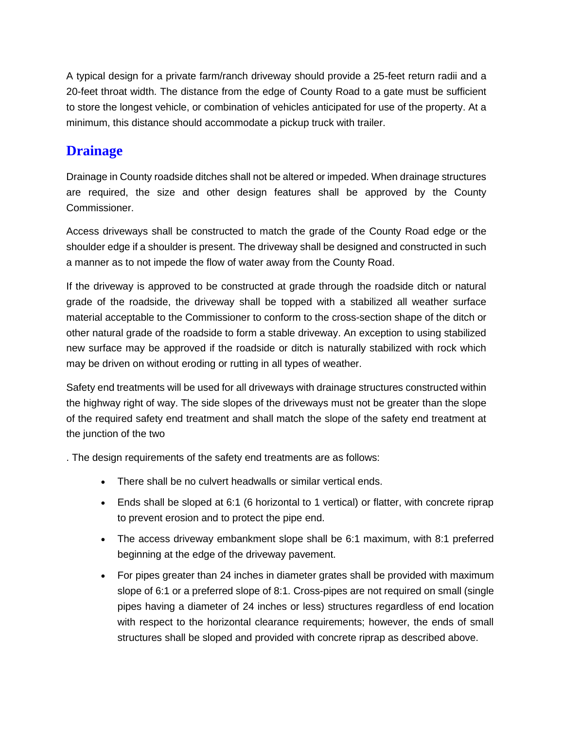A typical design for a private farm/ranch driveway should provide a 25-feet return radii and a 20-feet throat width. The distance from the edge of County Road to a gate must be sufficient to store the longest vehicle, or combination of vehicles anticipated for use of the property. At a minimum, this distance should accommodate a pickup truck with trailer.

## Drainage

Drainage in County roadside ditches shall not be altered or impeded. When drainage structures are required, the size and other design features shall be approved by the County Commissioner.

Access driveways shall be constructed to match the grade of the County Road edge or the shoulder edge if a shoulder is present. The driveway shall be designed and constructed in such a manner as to not impede the flow of water away from the County Road.

If the driveway is approved to be constructed at grade through the roadside ditch or natural grade of the roadside, the driveway shall be topped with a stabilized all weather surface material acceptable to the Commissioner to conform to the cross-section shape of the ditch or other natural grade of the roadside to form a stable driveway. An exception to using stabilized new surface may be approved if the roadside or ditch is naturally stabilized with rock which may be driven on without eroding or rutting in all types of weather.

Safety end treatments will be used for all driveways with drainage structures constructed within the highway right of way. The side slopes of the driveways must not be greater than the slope of the required safety end treatment and shall match the slope of the safety end treatment at the junction of the two

. The design requirements of the safety end treatments are as follows:

- There shall be no culvert headwalls or similar vertical ends.
- Ends shall be sloped at 6:1 (6 horizontal to 1 vertical) or flatter, with concrete riprap to prevent erosion and to protect the pipe end.
- The access driveway embankment slope shall be 6:1 maximum, with 8:1 preferred beginning at the edge of the driveway pavement.
- For pipes greater than 24 inches in diameter grates shall be provided with maximum slope of 6:1 or a preferred slope of 8:1. Cross-pipes are not required on small (single pipes having a diameter of 24 inches or less) structures regardless of end location with respect to the horizontal clearance requirements; however, the ends of small structures shall be sloped and provided with concrete riprap as described above.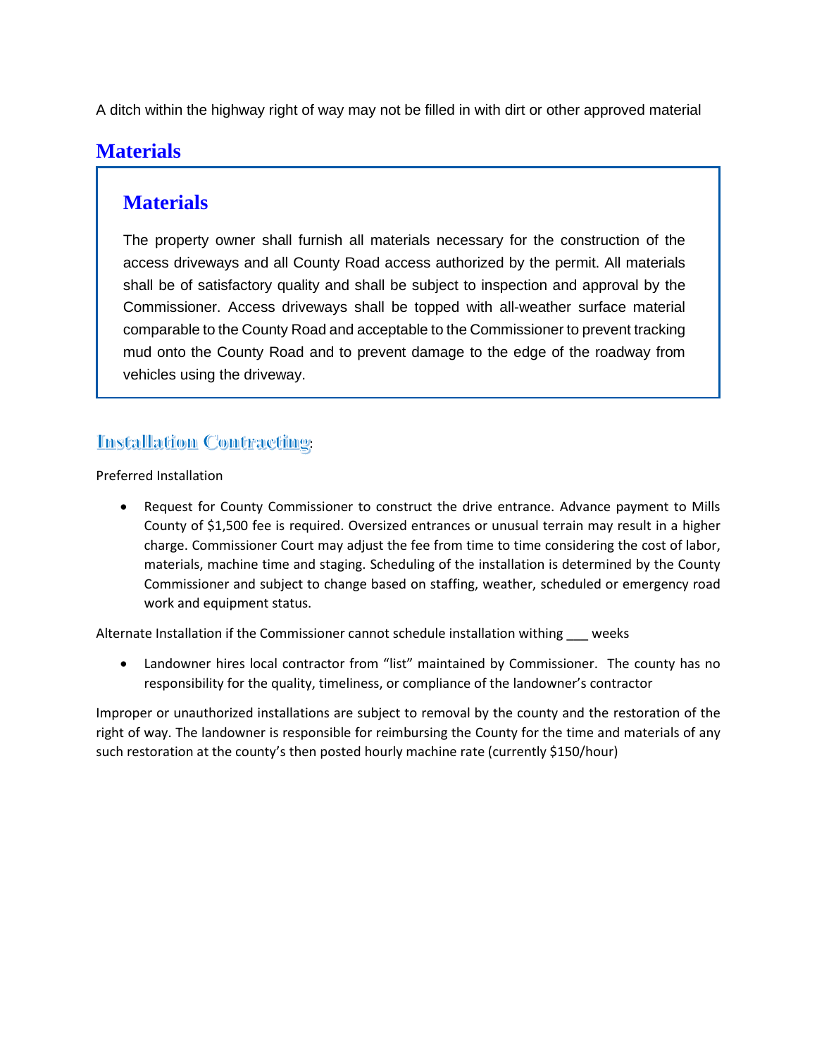A ditch within the highway right of way may not be filled in with dirt or other approved material

## Materials

### Materials

The property owner shall furnish all materials necessary for the construction of the access driveways and all County Road access authorized by the permit. All materials shall be of satisfactory quality and shall be subject to inspection and approval by the Commissioner. Access driveways shall be topped with all-weather surface material comparable to the County Road and acceptable to the Commissioner to prevent tracking mud onto the County Road and to prevent damage to the edge of the roadway from vehicles using the driveway.

### Installation Contracting:

Preferred Installation

- Request for County Commissioner to construct the drive entrance. Advance payment to Mills County of $1,500 fee is required. Oversized entrances or unusual terrain may result in a higher charge. Commissioner Court may adjust the fee from time to time considering the cost of labor, materials, machine time and staging. Scheduling of the installation is determined by the County Commissioner and subject to change based on staffing, weather, scheduled or emergency road work and equipment status.

Alternate Installation if the Commissioner cannot schedule installation withing ___ weeks

- Landowner hires local contractor from "list" maintained by Commissioner. The county has no responsibility for the quality, timeliness, or compliance of the landowner's contractor

Improper or unauthorized installations are subject to removal by the county and the restoration of the right of way. The landowner is responsible for reimbursing the County for the time and materials of any such restoration at the county's then posted hourly machine rate (currently $150/hour)